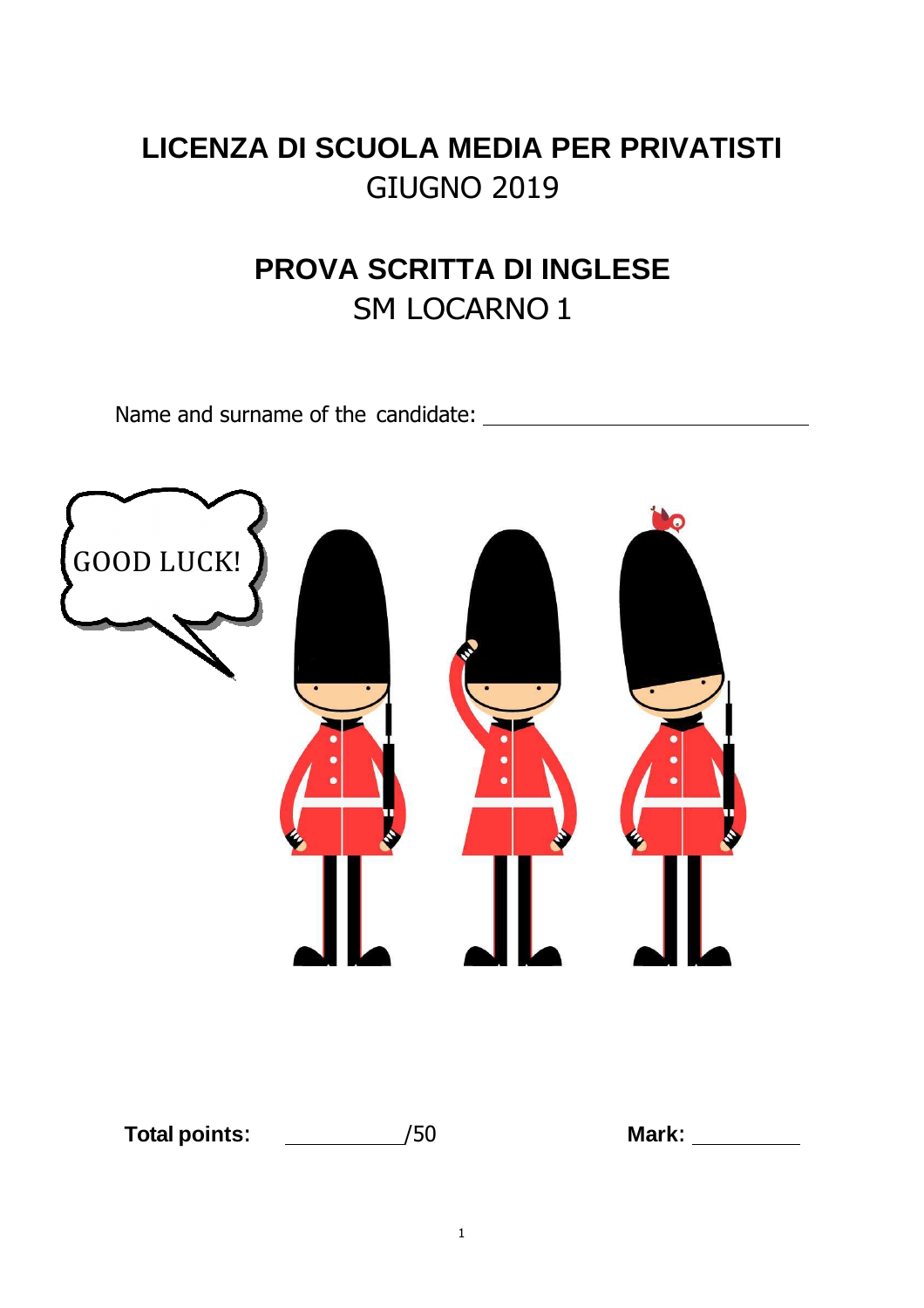# LICENZA DI SCUOLA MEDIA PER PRIVATISTI
GIUGNO 2019

## PROVA SCRITTA DI INGLESE
SM LOCARNO 1

Name and surname of the candidate: ______________________________

GOOD LUCK!

**Total points:** __________/50 **Mark:** __________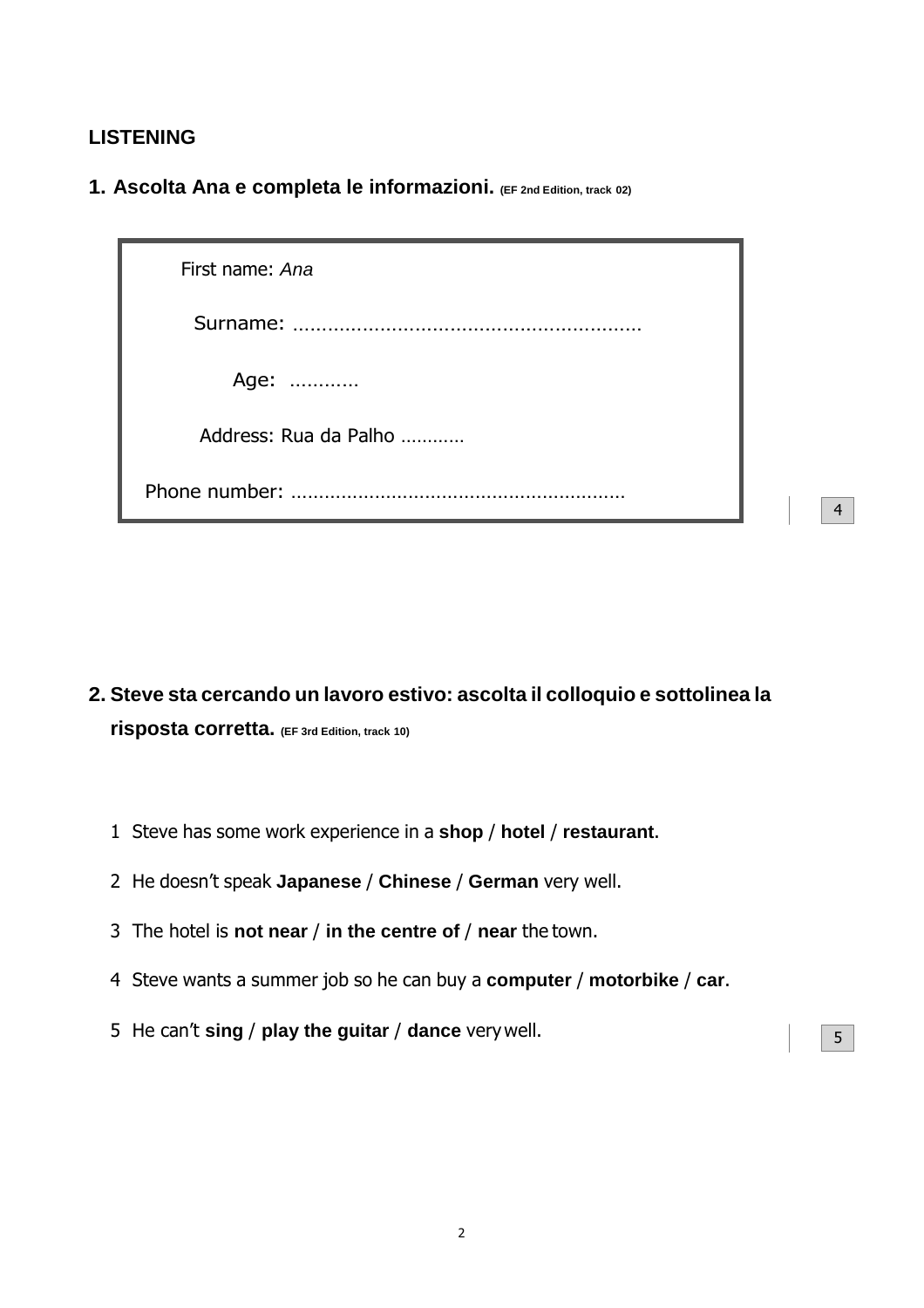## LISTENING

**1. Ascolta Ana e completa le informazioni.** **(EF 2nd Edition, track 02)**

First name: *Ana*

Surname: ………………………………………………………

Age: …………

Address: Rua da Palho …………

Phone number: ………………………………………………………

4

**2. Steve sta cercando un lavoro estivo: ascolta il colloquio e sottolinea la risposta corretta.** **(EF 3rd Edition, track 10)**

1 Steve has some work experience in a **shop** / **hotel** / **restaurant**.

2 He doesn't speak **Japanese** / **Chinese** / **German** very well.

3 The hotel is **not near** / **in the centre of** / **near** the town.

4 Steve wants a summer job so he can buy a **computer** / **motorbike** / **car**.

5 He can't **sing** / **play the guitar** / **dance** very well.

5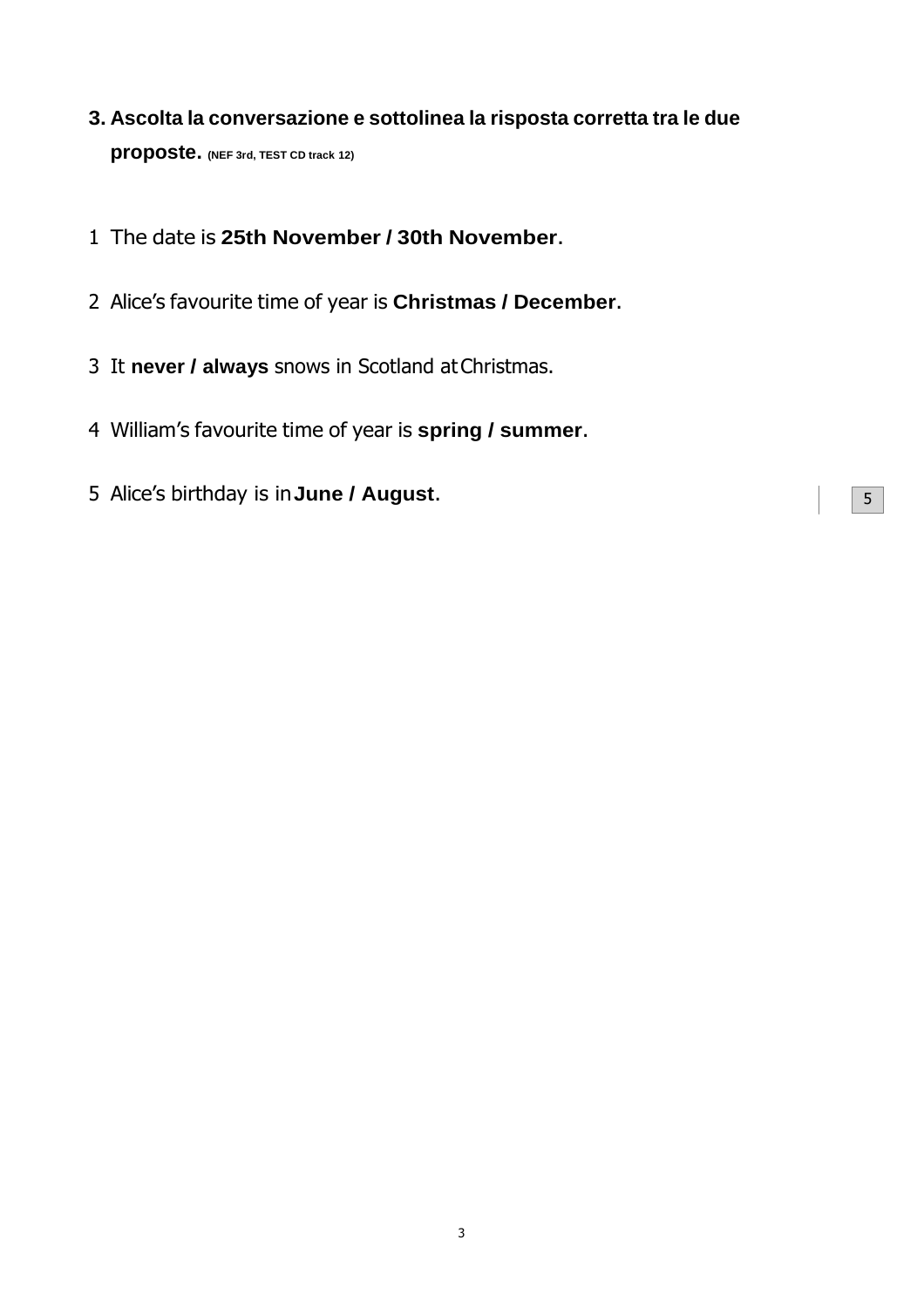**3. Ascolta la conversazione e sottolinea la risposta corretta tra le due proposte.** (NEF 3rd, TEST CD track 12)

1 The date is **25th November / 30th November**.

2 Alice's favourite time of year is **Christmas / December**.

3 It **never / always** snows in Scotland at Christmas.

4 William's favourite time of year is **spring / summer**.

5 Alice's birthday is in **June / August**.

5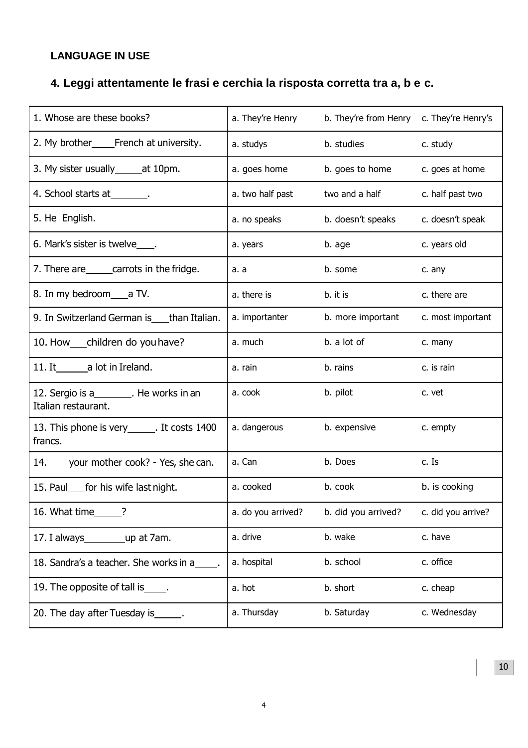## LANGUAGE IN USE

### 4. Leggi attentamente le frasi e cerchia la risposta corretta tra a, b e c.

| | | | |
|---|---|---|---|
| 1. Whose are these books? | a. They're Henry | b. They're from Henry | c. They're Henry's |
| 2. My brother____French at university. | a. studys | b. studies | c. study |
| 3. My sister usually_____at 10pm. | a. goes home | b. goes to home | c. goes at home |
| 4. School starts at_______. | a. two half past | two and a half | c. half past two |
| 5. He English. | a. no speaks | b. doesn't speaks | c. doesn't speak |
| 6. Mark's sister is twelve___. | a. years | b. age | c. years old |
| 7. There are_____carrots in the fridge. | a. a | b. some | c. any |
| 8. In my bedroom___a TV. | a. there is | b. it is | c. there are |
| 9. In Switzerland German is___than Italian. | a. importanter | b. more important | c. most important |
| 10. How___children do you have? | a. much | b. a lot of | c. many |
| 11. It______a lot in Ireland. | a. rain | b. rains | c. is rain |
| 12. Sergio is a_______. He works in an Italian restaurant. | a. cook | b. pilot | c. vet |
| 13. This phone is very_____. It costs 1400 francs. | a. dangerous | b. expensive | c. empty |
| 14.____your mother cook? - Yes, she can. | a. Can | b. Does | c. Is |
| 15. Paul___for his wife last night. | a. cooked | b. cook | b. is cooking |
| 16. What time_____? | a. do you arrived? | b. did you arrived? | c. did you arrive? |
| 17. I always________up at 7am. | a. drive | b. wake | c. have |
| 18. Sandra's a teacher. She works in a____. | a. hospital | b. school | c. office |
| 19. The opposite of tall is____. | a. hot | b. short | c. cheap |
| 20. The day after Tuesday is_____. | a. Thursday | b. Saturday | c. Wednesday |

10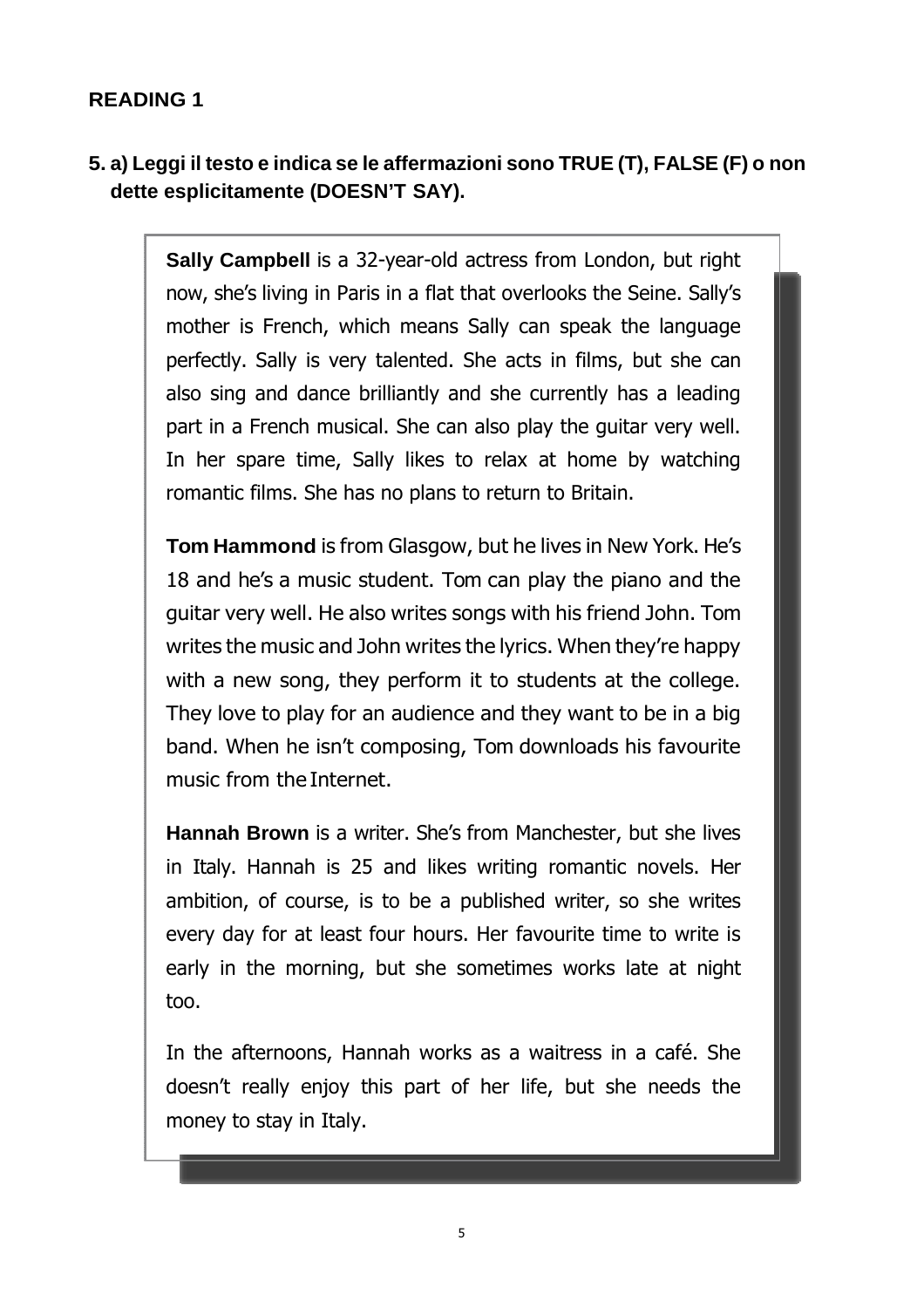## READING 1

**5. a) Leggi il testo e indica se le affermazioni sono TRUE (T), FALSE (F) o non dette esplicitamente (DOESN'T SAY).**

**Sally Campbell** is a 32-year-old actress from London, but right now, she's living in Paris in a flat that overlooks the Seine. Sally's mother is French, which means Sally can speak the language perfectly. Sally is very talented. She acts in films, but she can also sing and dance brilliantly and she currently has a leading part in a French musical. She can also play the guitar very well. In her spare time, Sally likes to relax at home by watching romantic films. She has no plans to return to Britain.

**Tom Hammond** is from Glasgow, but he lives in New York. He's 18 and he's a music student. Tom can play the piano and the guitar very well. He also writes songs with his friend John. Tom writes the music and John writes the lyrics. When they're happy with a new song, they perform it to students at the college. They love to play for an audience and they want to be in a big band. When he isn't composing, Tom downloads his favourite music from the Internet.

**Hannah Brown** is a writer. She's from Manchester, but she lives in Italy. Hannah is 25 and likes writing romantic novels. Her ambition, of course, is to be a published writer, so she writes every day for at least four hours. Her favourite time to write is early in the morning, but she sometimes works late at night too.

In the afternoons, Hannah works as a waitress in a café. She doesn't really enjoy this part of her life, but she needs the money to stay in Italy.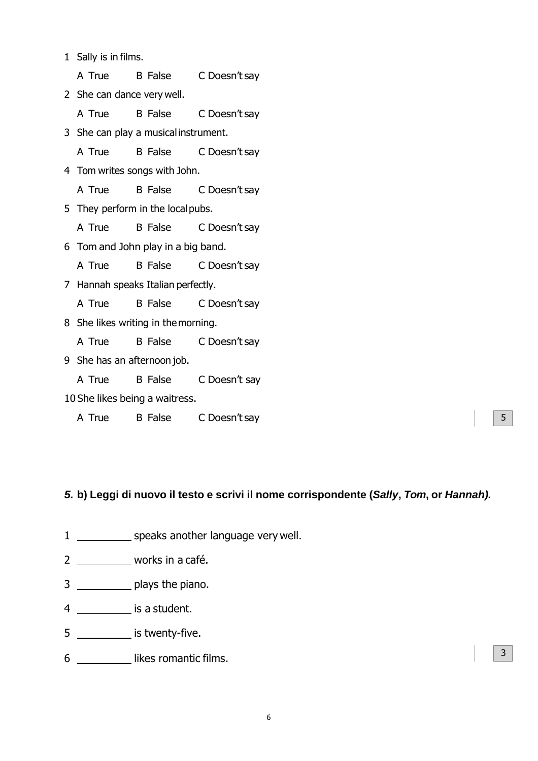1 Sally is in films.

A True B False C Doesn't say

2 She can dance very well.

A True B False C Doesn't say

3 She can play a musical instrument.

A True B False C Doesn't say

4 Tom writes songs with John.

A True B False C Doesn't say

5 They perform in the local pubs.

A True B False C Doesn't say

6 Tom and John play in a big band.

A True B False C Doesn't say

7 Hannah speaks Italian perfectly.

A True B False C Doesn't say

8 She likes writing in the morning.

A True B False C Doesn't say

9 She has an afternoon job.

A True B False C Doesn't say

10 She likes being a waitress.

A True B False C Doesn't say

5

### ***5.*** **b) Leggi di nuovo il testo e scrivi il nome corrispondente (*Sally*, *Tom*, or *Hannah*).**

1 __________ speaks another language very well.

2 __________ works in a café.

3 __________ plays the piano.

4 __________ is a student.

5 __________ is twenty-five.

6 __________ likes romantic films.

3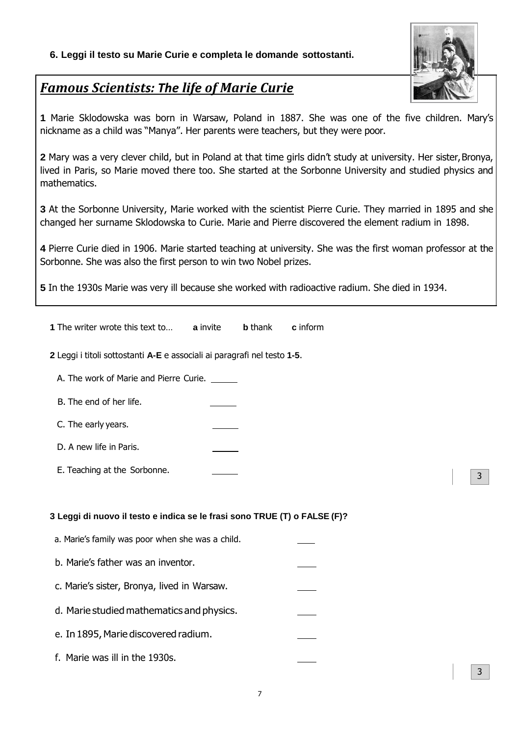**6. Leggi il testo su Marie Curie e completa le domande sottostanti.**

## *Famous Scientists: The life of Marie Curie*

**1** Marie Sklodowska was born in Warsaw, Poland in 1887. She was one of the five children. Mary's nickname as a child was "Manya". Her parents were teachers, but they were poor.

**2** Mary was a very clever child, but in Poland at that time girls didn't study at university. Her sister, Bronya, lived in Paris, so Marie moved there too. She started at the Sorbonne University and studied physics and mathematics.

**3** At the Sorbonne University, Marie worked with the scientist Pierre Curie. They married in 1895 and she changed her surname Sklodowska to Curie. Marie and Pierre discovered the element radium in 1898.

**4** Pierre Curie died in 1906. Marie started teaching at university. She was the first woman professor at the Sorbonne. She was also the first person to win two Nobel prizes.

**5** In the 1930s Marie was very ill because she worked with radioactive radium. She died in 1934.

**1** The writer wrote this text to… **a** invite **b** thank **c** inform

**2** Leggi i titoli sottostanti **A-E** e associali ai paragrafi nel testo **1-5**.

A. The work of Marie and Pierre Curie. ______

B. The end of her life. ______

C. The early years. ______

D. A new life in Paris. ______

E. Teaching at the Sorbonne. ______

3

**3 Leggi di nuovo il testo e indica se le frasi sono TRUE (T) o FALSE (F)?**

a. Marie's family was poor when she was a child. ____

b. Marie's father was an inventor. ____

c. Marie's sister, Bronya, lived in Warsaw. ____

d. Marie studied mathematics and physics. ____

e. In 1895, Marie discovered radium. ____

f. Marie was ill in the 1930s. ____

3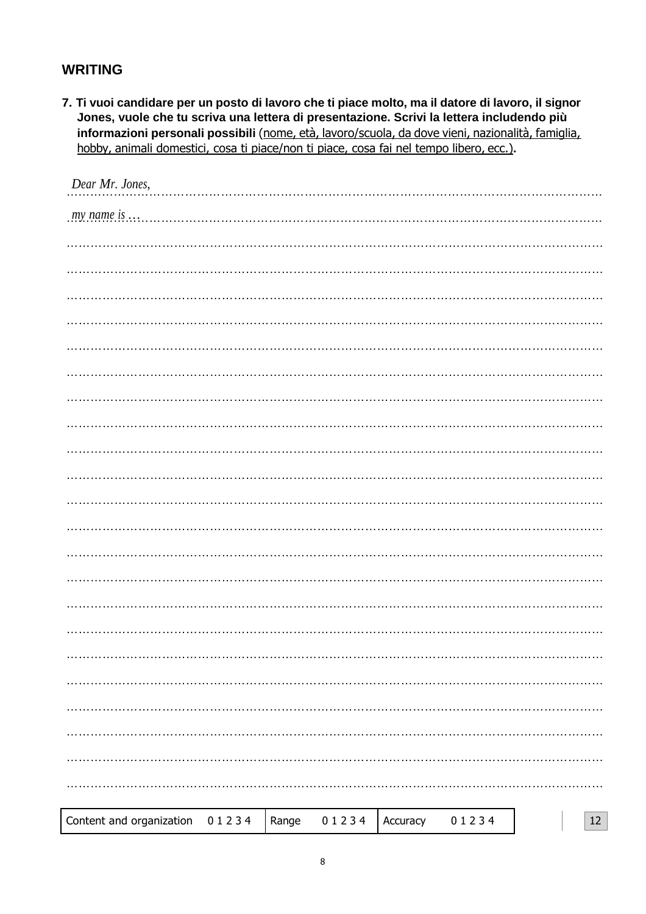## WRITING

**7. Ti vuoi candidare per un posto di lavoro che ti piace molto, ma il datore di lavoro, il signor Jones, vuole che tu scriva una lettera di presentazione. Scrivi la lettera includendo più informazioni personali possibili** (nome, età, lavoro/scuola, da dove vieni, nazionalità, famiglia, hobby, animali domestici, cosa ti piace/non ti piace, cosa fai nel tempo libero, ecc.)**.**

*Dear Mr. Jones,*

*my name is* …

……………………………………………………………………………………………………

……………………………………………………………………………………………………

……………………………………………………………………………………………………

……………………………………………………………………………………………………

……………………………………………………………………………………………………

……………………………………………………………………………………………………

……………………………………………………………………………………………………

……………………………………………………………………………………………………

……………………………………………………………………………………………………

……………………………………………………………………………………………………

……………………………………………………………………………………………………

……………………………………………………………………………………………………

……………………………………………………………………………………………………

……………………………………………………………………………………………………

……………………………………………………………………………………………………

……………………………………………………………………………………………………

……………………………………………………………………………………………………

……………………………………………………………………………………………………

……………………………………………………………………………………………………

……………………………………………………………………………………………………

……………………………………………………………………………………………………

……………………………………………………………………………………………………

| | | |
|---|---|---|
| Content and organization 0 1 2 3 4 | Range 0 1 2 3 4 | Accuracy 0 1 2 3 4 |

12